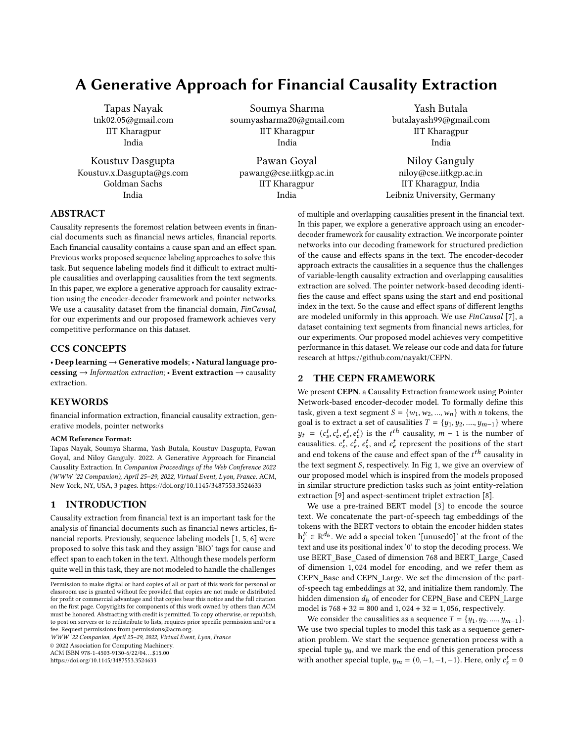# A Generative Approach for Financial Causality Extraction

Tapas Nayak
tnk02.05@gmail.com
IIT Kharagpur
India

Soumya Sharma
soumyasharma20@gmail.com
IIT Kharagpur
India

Yash Butala
butalayash99@gmail.com
IIT Kharagpur
India

Koustuv Dasgupta
Koustuv.x.Dasgupta@gs.com
Goldman Sachs
India

Pawan Goyal
pawang@cse.iitkgp.ac.in
IIT Kharagpur
India

Niloy Ganguly
niloy@cse.iitkgp.ac.in
IIT Kharagpur, India
Leibniz University, Germany

## ABSTRACT

Causality represents the foremost relation between events in financial documents such as financial news articles, financial reports. Each financial causality contains a cause span and an effect span. Previous works proposed sequence labeling approaches to solve this task. But sequence labeling models find it difficult to extract multiple causalities and overlapping causalities from the text segments. In this paper, we explore a generative approach for causality extraction using the encoder-decoder framework and pointer networks. We use a causality dataset from the financial domain, *FinCausal*, for our experiments and our proposed framework achieves very competitive performance on this dataset.

## CCS CONCEPTS

• **Deep learning** → **Generative models**; • **Natural language processing** → *Information extraction*; • **Event extraction** → causality extraction.

## KEYWORDS

financial information extraction, financial causality extraction, generative models, pointer networks

**ACM Reference Format:**

Tapas Nayak, Soumya Sharma, Yash Butala, Koustuv Dasgupta, Pawan Goyal, and Niloy Ganguly. 2022. A Generative Approach for Financial Causality Extraction. In *Companion Proceedings of the Web Conference 2022 (WWW '22 Companion), April 25–29, 2022, Virtual Event, Lyon, France.* ACM, New York, NY, USA, 3 pages. https://doi.org/10.1145/3487553.3524633

## 1 INTRODUCTION

Causality extraction from financial text is an important task for the analysis of financial documents such as financial news articles, financial reports. Previously, sequence labeling models [1, 5, 6] were proposed to solve this task and they assign 'BIO' tags for cause and effect span to each token in the text. Although these models perform quite well in this task, they are not modeled to handle the challenges of multiple and overlapping causalities present in the financial text. In this paper, we explore a generative approach using an encoder-decoder framework for causality extraction. We incorporate pointer networks into our decoding framework for structured prediction of the cause and effects spans in the text. The encoder-decoder approach extracts the causalities in a sequence thus the challenges of variable-length causality extraction and overlapping causalities extraction are solved. The pointer network-based decoding identifies the cause and effect spans using the start and end positional index in the text. So the cause and effect spans of different lengths are modeled uniformly in this approach. We use *FinCausal* [7], a dataset containing text segments from financial news articles, for our experiments. Our proposed model achieves very competitive performance in this dataset. We release our code and data for future research at https://github.com/nayakt/CEPN.

Permission to make digital or hard copies of all or part of this work for personal or classroom use is granted without fee provided that copies are not made or distributed for profit or commercial advantage and that copies bear this notice and the full citation on the first page. Copyrights for components of this work owned by others than ACM must be honored. Abstracting with credit is permitted. To copy otherwise, or republish, to post on servers or to redistribute to lists, requires prior specific permission and/or a fee. Request permissions from permissions@acm.org.
*WWW '22 Companion, April 25–29, 2022, Virtual Event, Lyon, France*
© 2022 Association for Computing Machinery.
ACM ISBN 978-1-4503-9130-6/22/04…$15.00
https://doi.org/10.1145/3487553.3524633

## 2 THE CEPN FRAMEWORK

We present **CEPN**, a **C**ausality **E**xtraction framework using **P**ointer **N**etwork-based encoder-decoder model. To formally define this task, given a text segment $S = \{w_1, w_2, ..., w_n\}$ with $n$ tokens, the goal is to extract a set of causalities $T = \{y_1, y_2, ...., y_{m-1}\}$ where $y_t = (c_s^t, c_e^t, e_s^t, e_e^t)$ is the $t^{th}$ causality, $m-1$ is the number of causalities. $c_s^t$, $c_e^t$, $e_s^t$, and $e_e^t$ represent the positions of the start and end tokens of the cause and effect span of the $t^{th}$ causality in the text segment $S$, respectively. In Fig 1, we give an overview of our proposed model which is inspired from the models proposed in similar structure prediction tasks such as joint entity-relation extraction [9] and aspect-sentiment triplet extraction [8].

We use a pre-trained BERT model [3] to encode the source text. We concatenate the part-of-speech tag embeddings of the tokens with the BERT vectors to obtain the encoder hidden states $\mathbf{h}_i^E \in \mathbb{R}^{d_h}$. We add a special token '[unused0]' at the front of the text and use its positional index '0' to stop the decoding process. We use BERT_Base_Cased of dimension 768 and BERT_Large_Cased of dimension 1,024 model for encoding, and we refer them as CEPN_Base and CEPN_Large. We set the dimension of the part-of-speech tag embeddings at 32, and initialize them randomly. The hidden dimension $d_h$ of encoder for CEPN_Base and CEPN_Large model is $768 + 32 = 800$ and $1,024 + 32 = 1,056$, respectively.

We consider the causalities as a sequence $T = \{y_1, y_2, ...., y_{m-1}\}$. We use two special tuples to model this task as a sequence generation problem. We start the sequence generation process with a special tuple $y_0$, and we mark the end of this generation process with another special tuple, $y_m = (0, -1, -1, -1)$. Here, only $c_s^t = 0$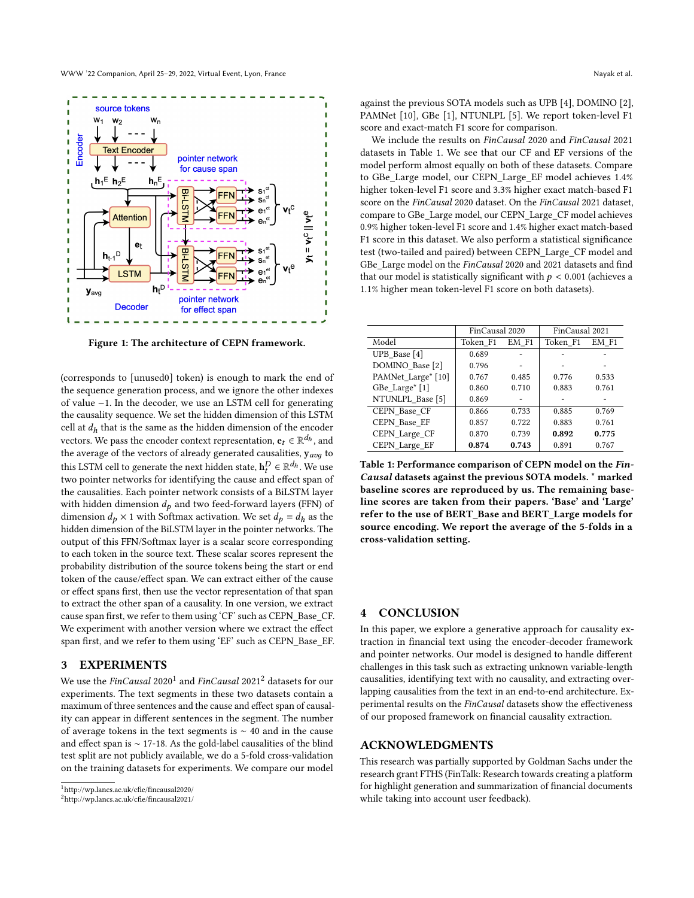Figure 1: The architecture of CEPN framework.

(corresponds to [unused0] token) is enough to mark the end of the sequence generation process, and we ignore the other indexes of value −1. In the decoder, we use an LSTM cell for generating the causality sequence. We set the hidden dimension of this LSTM cell at $d_h$ that is the same as the hidden dimension of the encoder vectors. We pass the encoder context representation, $\mathbf{e}_t \in \mathbb{R}^{d_h}$, and the average of the vectors of already generated causalities, $\mathbf{y}_{avg}$ to this LSTM cell to generate the next hidden state, $\mathbf{h}_t^D \in \mathbb{R}^{d_h}$. We use two pointer networks for identifying the cause and effect span of the causalities. Each pointer network consists of a BiLSTM layer with hidden dimension $d_p$ and two feed-forward layers (FFN) of dimension $d_p \times 1$ with Softmax activation. We set $d_p = d_h$ as the hidden dimension of the BiLSTM layer in the pointer networks. The output of this FFN/Softmax layer is a scalar score corresponding to each token in the source text. These scalar scores represent the probability distribution of the source tokens being the start or end token of the cause/effect span. We can extract either of the cause or effect spans first, then use the vector representation of that span to extract the other span of a causality. In one version, we extract cause span first, we refer to them using 'CF' such as CEPN_Base_CF. We experiment with another version where we extract the effect span first, and we refer to them using 'EF' such as CEPN_Base_EF.

## 3 EXPERIMENTS

We use the *FinCausal* 2020[1] and *FinCausal* 2021[2] datasets for our experiments. The text segments in these two datasets contain a maximum of three sentences and the cause and effect span of causality can appear in different sentences in the segment. The number of average tokens in the text segments is ∼ 40 and in the cause and effect span is ∼ 17-18. As the gold-label causalities of the blind test split are not publicly available, we do a 5-fold cross-validation on the training datasets for experiments. We compare our model against the previous SOTA models such as UPB [4], DOMINO [2], PAMNet [10], GBe [1], NTUNLPL [5]. We report token-level F1 score and exact-match F1 score for comparison.

We include the results on *FinCausal* 2020 and *FinCausal* 2021 datasets in Table 1. We see that our CF and EF versions of the model perform almost equally on both of these datasets. Compare to GBe_Large model, our CEPN_Large_EF model achieves 1.4% higher token-level F1 score and 3.3% higher exact match-based F1 score on the *FinCausal* 2020 dataset. On the *FinCausal* 2021 dataset, compare to GBe_Large model, our CEPN_Large_CF model achieves 0.9% higher token-level F1 score and 1.4% higher exact match-based F1 score in this dataset. We also perform a statistical significance test (two-tailed and paired) between CEPN_Large_CF model and GBe_Large model on the *FinCausal* 2020 and 2021 datasets and find that our model is statistically significant with $p < 0.001$ (achieves a 1.1% higher mean token-level F1 score on both datasets).

| | FinCausal 2020 | | FinCausal 2021 | |
|---|---|---|---|---|
| Model | Token_F1 | EM_F1 | Token_F1 | EM_F1 |
| UPB_Base [4] | 0.689 | - | - | - |
| DOMINO_Base [2] | 0.796 | - | - | - |
| PAMNet_Large* [10] | 0.767 | 0.485 | 0.776 | 0.533 |
| GBe_Large* [1] | 0.860 | 0.710 | 0.883 | 0.761 |
| NTUNLPL_Base [5] | 0.869 | - | - | - |
| CEPN_Base_CF | 0.866 | 0.733 | 0.885 | 0.769 |
| CEPN_Base_EF | 0.857 | 0.722 | 0.883 | 0.761 |
| CEPN_Large_CF | 0.870 | 0.739 | **0.892** | **0.775** |
| CEPN_Large_EF | **0.874** | **0.743** | 0.891 | 0.767 |

**Table 1: Performance comparison of CEPN model on the *FinCausal* datasets against the previous SOTA models. * marked baseline scores are reproduced by us. The remaining baseline scores are taken from their papers. 'Base' and 'Large' refer to the use of BERT_Base and BERT_Large models for source encoding. We report the average of the 5-folds in a cross-validation setting.**

## 4 CONCLUSION

In this paper, we explore a generative approach for causality extraction in financial text using the encoder-decoder framework and pointer networks. Our model is designed to handle different challenges in this task such as extracting unknown variable-length causalities, identifying text with no causality, and extracting overlapping causalities from the text in an end-to-end architecture. Experimental results on the *FinCausal* datasets show the effectiveness of our proposed framework on financial causality extraction.

## ACKNOWLEDGMENTS

This research was partially supported by Goldman Sachs under the research grant FTHS (FinTalk: Research towards creating a platform for highlight generation and summarization of financial documents while taking into account user feedback).

[1] http://wp.lancs.ac.uk/cfie/fincausal2020/
[2] http://wp.lancs.ac.uk/cfie/fincausal2021/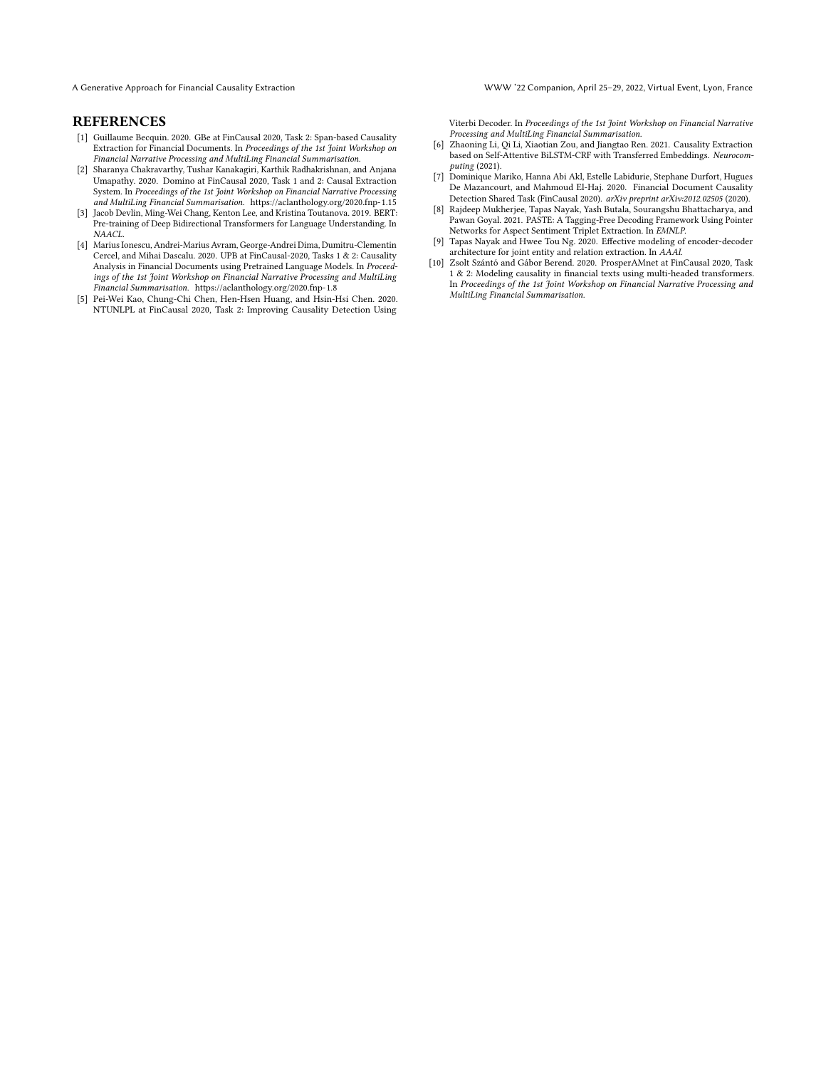## REFERENCES

[1] Guillaume Becquin. 2020. GBe at FinCausal 2020, Task 2: Span-based Causality Extraction for Financial Documents. In *Proceedings of the 1st Joint Workshop on Financial Narrative Processing and MultiLing Financial Summarisation*.

[2] Sharanya Chakravarthy, Tushar Kanakagiri, Karthik Radhakrishnan, and Anjana Umapathy. 2020. Domino at FinCausal 2020, Task 1 and 2: Causal Extraction System. In *Proceedings of the 1st Joint Workshop on Financial Narrative Processing and MultiLing Financial Summarisation.* https://aclanthology.org/2020.fnp-1.15

[3] Jacob Devlin, Ming-Wei Chang, Kenton Lee, and Kristina Toutanova. 2019. BERT: Pre-training of Deep Bidirectional Transformers for Language Understanding. In *NAACL*.

[4] Marius Ionescu, Andrei-Marius Avram, George-Andrei Dima, Dumitru-Clementin Cercel, and Mihai Dascalu. 2020. UPB at FinCausal-2020, Tasks 1 & 2: Causality Analysis in Financial Documents using Pretrained Language Models. In *Proceedings of the 1st Joint Workshop on Financial Narrative Processing and MultiLing Financial Summarisation.* https://aclanthology.org/2020.fnp-1.8

[5] Pei-Wei Kao, Chung-Chi Chen, Hen-Hsen Huang, and Hsin-Hsi Chen. 2020. NTUNLPL at FinCausal 2020, Task 2: Improving Causality Detection Using Viterbi Decoder. In *Proceedings of the 1st Joint Workshop on Financial Narrative Processing and MultiLing Financial Summarisation.*

[6] Zhaoning Li, Qi Li, Xiaotian Zou, and Jiangtao Ren. 2021. Causality Extraction based on Self-Attentive BiLSTM-CRF with Transferred Embeddings. *Neurocomputing* (2021).

[7] Dominique Mariko, Hanna Abi Akl, Estelle Labidurie, Stephane Durfort, Hugues De Mazancourt, and Mahmoud El-Haj. 2020. Financial Document Causality Detection Shared Task (FinCausal 2020). *arXiv preprint arXiv:2012.02505* (2020).

[8] Rajdeep Mukherjee, Tapas Nayak, Yash Butala, Sourangshu Bhattacharya, and Pawan Goyal. 2021. PASTE: A Tagging-Free Decoding Framework Using Pointer Networks for Aspect Sentiment Triplet Extraction. In *EMNLP*.

[9] Tapas Nayak and Hwee Tou Ng. 2020. Effective modeling of encoder-decoder architecture for joint entity and relation extraction. In *AAAI*.

[10] Zsolt Szántó and Gábor Berend. 2020. ProsperAMnet at FinCausal 2020, Task 1 & 2: Modeling causality in financial texts using multi-headed transformers. In *Proceedings of the 1st Joint Workshop on Financial Narrative Processing and MultiLing Financial Summarisation.*